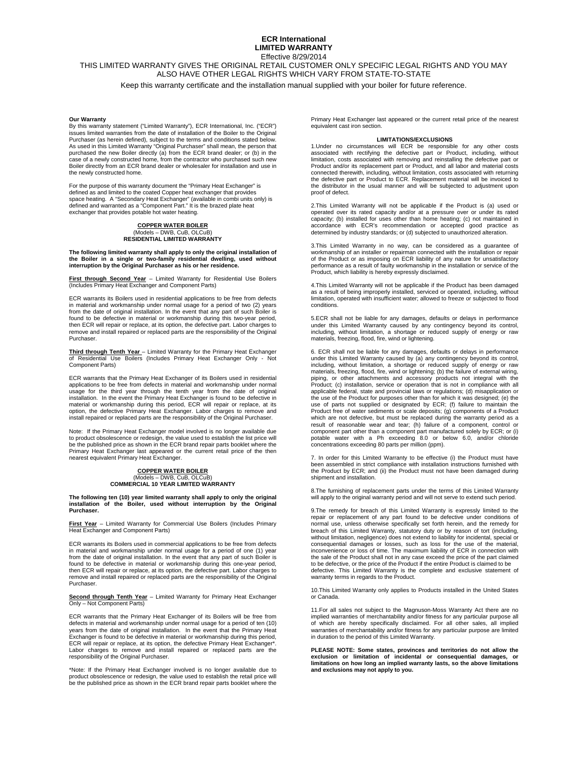# ECR International
## LIMITED WARRANTY

Effective 8/29/2014

THIS LIMITED WARRANTY GIVES THE ORIGINAL RETAIL CUSTOMER ONLY SPECIFIC LEGAL RIGHTS AND YOU MAY ALSO HAVE OTHER LEGAL RIGHTS WHICH VARY FROM STATE-TO-STATE

Keep this warranty certificate and the installation manual supplied with your boiler for future reference.

**Our Warranty**

By this warranty statement ("Limited Warranty"), ECR International, Inc. ("ECR") issues limited warranties from the date of installation of the Boiler to the Original Purchaser (as herein defined), subject to the terms and conditions stated below. As used in this Limited Warranty "Original Purchaser" shall mean, the person that purchased the new Boiler directly (a) from the ECR brand dealer; or (b) in the case of a newly constructed home, from the contractor who purchased such new Boiler directly from an ECR brand dealer or wholesaler for installation and use in the newly constructed home.

For the purpose of this warranty document the "Primary Heat Exchanger" is defined as and limited to the coated Copper heat exchanger that provides space heating. A "Secondary Heat Exchanger" (available in combi units only) is defined and warranted as a "Component Part." It is the brazed plate heat exchanger that provides potable hot water heating.

### COPPER WATER BOILER
(Models – DWB, CuB, OLCuB)
**RESIDENTIAL LIMITED WARRANTY**

**The following limited warranty shall apply to only the original installation of the Boiler in a single or two-family residential dwelling, used without interruption by the Original Purchaser as his or her residence.**

**First through Second Year** – Limited Warranty for Residential Use Boilers (Includes Primary Heat Exchanger and Component Parts)

ECR warrants its Boilers used in residential applications to be free from defects in material and workmanship under normal usage for a period of two (2) years from the date of original installation. In the event that any part of such Boiler is found to be defective in material or workmanship during this two-year period, then ECR will repair or replace, at its option, the defective part. Labor charges to remove and install repaired or replaced parts are the responsibility of the Original Purchaser.

**Third through Tenth Year** – Limited Warranty for the Primary Heat Exchanger of Residential Use Boilers (Includes Primary Heat Exchanger Only - Not Component Parts)

ECR warrants that the Primary Heat Exchanger of its Boilers used in residential applications to be free from defects in material and workmanship under normal usage for the third year through the tenth year from the date of original installation. In the event the Primary Heat Exchanger is found to be defective in material or workmanship during this period, ECR will repair or replace, at its option, the defective Primary Heat Exchanger. Labor charges to remove and install repaired or replaced parts are the responsibility of the Original Purchaser.

Note: If the Primary Heat Exchanger model involved is no longer available due to product obsolescence or redesign, the value used to establish the list price will be the published price as shown in the ECR brand repair parts booklet where the Primary Heat Exchanger last appeared or the current retail price of the then nearest equivalent Primary Heat Exchanger.

### COPPER WATER BOILER
(Models – DWB, CuB, OLCuB)
**COMMERCIAL 10 YEAR LIMITED WARRANTY**

**The following ten (10) year limited warranty shall apply to only the original installation of the Boiler, used without interruption by the Original Purchaser.**

**First Year** – Limited Warranty for Commercial Use Boilers (Includes Primary Heat Exchanger and Component Parts)

ECR warrants its Boilers used in commercial applications to be free from defects in material and workmanship under normal usage for a period of one (1) year from the date of original installation. In the event that any part of such Boiler is found to be defective in material or workmanship during this one-year period, then ECR will repair or replace, at its option, the defective part. Labor charges to remove and install repaired or replaced parts are the responsibility of the Original Purchaser.

**Second through Tenth Year** – Limited Warranty for Primary Heat Exchanger Only – Not Component Parts)

ECR warrants that the Primary Heat Exchanger of its Boilers will be free from defects in material and workmanship under normal usage for a period of ten (10) years from the date of original installation. In the event that the Primary Heat Exchanger is found to be defective in material or workmanship during this period, ECR will repair or replace, at its option, the defective Primary Heat Exchanger*. Labor charges to remove and install repaired or replaced parts are the responsibility of the Original Purchaser.

*Note: If the Primary Heat Exchanger involved is no longer available due to product obsolescence or redesign, the value used to establish the retail price will be the published price as shown in the ECR brand repair parts booklet where the Primary Heat Exchanger last appeared or the current retail price of the nearest equivalent cast iron section.

### LIMITATIONS/EXCLUSIONS

1.Under no circumstances will ECR be responsible for any other costs associated with rectifying the defective part or Product, including, without limitation, costs associated with removing and reinstalling the defective part or Product and/or its replacement part or Product, and all labor and material costs connected therewith, including, without limitation, costs associated with returning the defective part or Product to ECR. Replacement material will be invoiced to the distributor in the usual manner and will be subjected to adjustment upon proof of defect.

2.This Limited Warranty will not be applicable if the Product is (a) used or operated over its rated capacity and/or at a pressure over or under its rated capacity; (b) installed for uses other than home heating; (c) not maintained in accordance with ECR's recommendation or accepted good practice as determined by industry standards; or (d) subjected to unauthorized alteration.

3.This Limited Warranty in no way, can be considered as a guarantee of workmanship of an installer or repairman connected with the installation or repair of the Product or as imposing on ECR liability of any nature for unsatisfactory performance as a result of faulty workmanship in the installation or service of the Product, which liability is hereby expressly disclaimed.

4.This Limited Warranty will not be applicable if the Product has been damaged as a result of being improperly installed, serviced or operated, including, without limitation, operated with insufficient water; allowed to freeze or subjected to flood conditions.

5.ECR shall not be liable for any damages, defaults or delays in performance under this Limited Warranty caused by any contingency beyond its control, including, without limitation, a shortage or reduced supply of energy or raw materials, freezing, flood, fire, wind or lightening.

6. ECR shall not be liable for any damages, defaults or delays in performance under this Limited Warranty caused by (a) any contingency beyond its control, including, without limitation, a shortage or reduced supply of energy or raw materials, freezing, flood, fire, wind or lightening; (b) the failure of external wiring, piping, or other attachments and accessory products not integral with the Product; (c) installation, service or operation that is not in compliance with all applicable federal, state and provincial laws or regulations; (d) misapplication or the use of the Product for purposes other than for which it was designed; (e) the use of parts not supplied or designated by ECR; (f) failure to maintain the Product free of water sediments or scale deposits; (g) components of a Product which are not defective, but must be replaced during the warranty period as a result of reasonable wear and tear; (h) failure of a component, control or component part other than a component part manufactured solely by ECR; or (i) potable water with a Ph exceeding 8.0 or below 6.0, and/or chloride concentrations exceeding 80 parts per million (ppm).

7. In order for this Limited Warranty to be effective (i) the Product must have been assembled in strict compliance with installation instructions furnished with the Product by ECR; and (ii) the Product must not have been damaged during shipment and installation.

8.The furnishing of replacement parts under the terms of this Limited Warranty will apply to the original warranty period and will not serve to extend such period.

9.The remedy for breach of this Limited Warranty is expressly limited to the repair or replacement of any part found to be defective under conditions of normal use, unless otherwise specifically set forth herein, and the remedy for breach of this Limited Warranty, statutory duty or by reason of tort (including, without limitation, negligence) does not extend to liability for incidental, special or consequential damages or losses, such as loss for the use of the material, inconvenience or loss of time. The maximum liability of ECR in connection with the sale of the Product shall not in any case exceed the price of the part claimed to be defective, or the price of the Product if the entire Product is claimed to be defective. This Limited Warranty is the complete and exclusive statement of warranty terms in regards to the Product.

10.This Limited Warranty only applies to Products installed in the United States or Canada.

11.For all sales not subject to the Magnuson-Moss Warranty Act there are no implied warranties of merchantability and/or fitness for any particular purpose all of which are hereby specifically disclaimed. For all other sales, all implied warranties of merchantability and/or fitness for any particular purpose are limited in duration to the period of this Limited Warranty.

**PLEASE NOTE: Some states, provinces and territories do not allow the exclusion or limitation of incidental or consequential damages, or limitations on how long an implied warranty lasts, so the above limitations and exclusions may not apply to you.**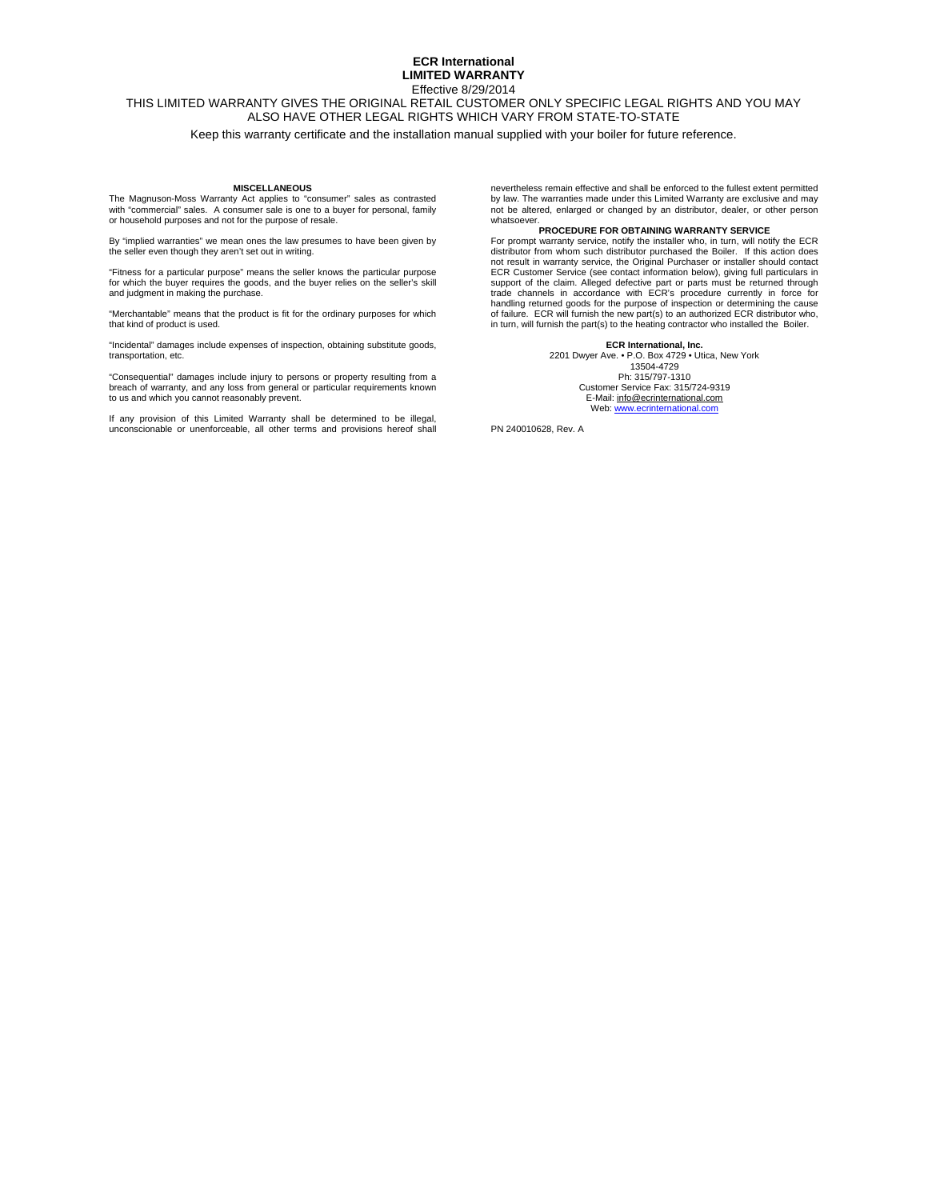**ECR International**
**LIMITED WARRANTY**
Effective 8/29/2014

THIS LIMITED WARRANTY GIVES THE ORIGINAL RETAIL CUSTOMER ONLY SPECIFIC LEGAL RIGHTS AND YOU MAY ALSO HAVE OTHER LEGAL RIGHTS WHICH VARY FROM STATE-TO-STATE

Keep this warranty certificate and the installation manual supplied with your boiler for future reference.

### MISCELLANEOUS

The Magnuson-Moss Warranty Act applies to "consumer" sales as contrasted with "commercial" sales. A consumer sale is one to a buyer for personal, family or household purposes and not for the purpose of resale.

By "implied warranties" we mean ones the law presumes to have been given by the seller even though they aren't set out in writing.

"Fitness for a particular purpose" means the seller knows the particular purpose for which the buyer requires the goods, and the buyer relies on the seller's skill and judgment in making the purchase.

"Merchantable" means that the product is fit for the ordinary purposes for which that kind of product is used.

"Incidental" damages include expenses of inspection, obtaining substitute goods, transportation, etc.

"Consequential" damages include injury to persons or property resulting from a breach of warranty, and any loss from general or particular requirements known to us and which you cannot reasonably prevent.

If any provision of this Limited Warranty shall be determined to be illegal, unconscionable or unenforceable, all other terms and provisions hereof shall nevertheless remain effective and shall be enforced to the fullest extent permitted by law. The warranties made under this Limited Warranty are exclusive and may not be altered, enlarged or changed by an distributor, dealer, or other person whatsoever.

### PROCEDURE FOR OBTAINING WARRANTY SERVICE

For prompt warranty service, notify the installer who, in turn, will notify the ECR distributor from whom such distributor purchased the Boiler. If this action does not result in warranty service, the Original Purchaser or installer should contact ECR Customer Service (see contact information below), giving full particulars in support of the claim. Alleged defective part or parts must be returned through trade channels in accordance with ECR's procedure currently in force for handling returned goods for the purpose of inspection or determining the cause of failure. ECR will furnish the new part(s) to an authorized ECR distributor who, in turn, will furnish the part(s) to the heating contractor who installed the Boiler.

**ECR International, Inc.**
2201 Dwyer Ave. • P.O. Box 4729 • Utica, New York 13504-4729
Ph: 315/797-1310
Customer Service Fax: 315/724-9319
E-Mail: info@ecrinternational.com
Web: www.ecrinternational.com

PN 240010628, Rev. A